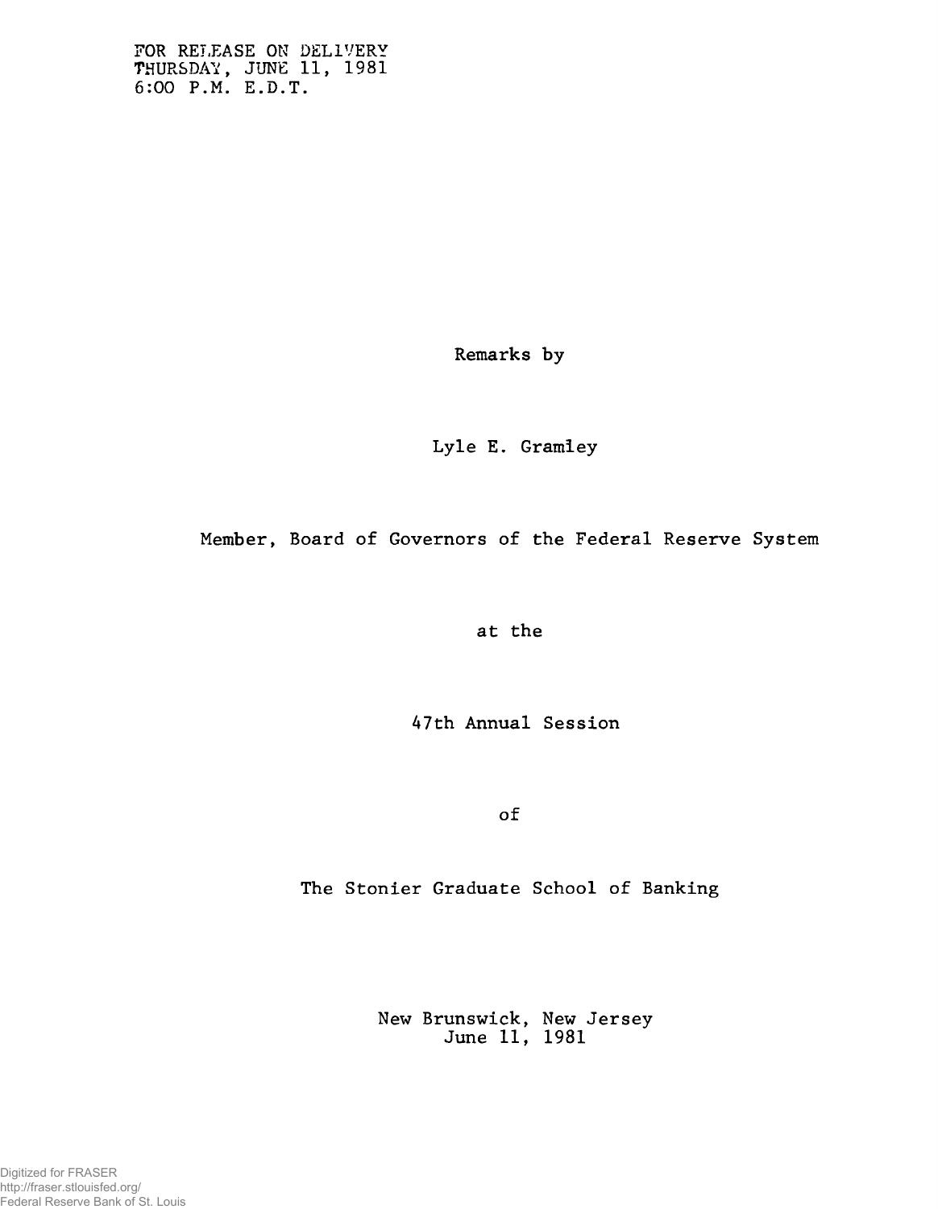FOR RELEASE ON DELIVERY
THURSDAY, JUNE 11, 1981
6:00 P.M. E.D.T.

Remarks by

Lyle E. Gramley

Member, Board of Governors of the Federal Reserve System

at the

47th Annual Session

of

The Stonier Graduate School of Banking

New Brunswick, New Jersey
June 11, 1981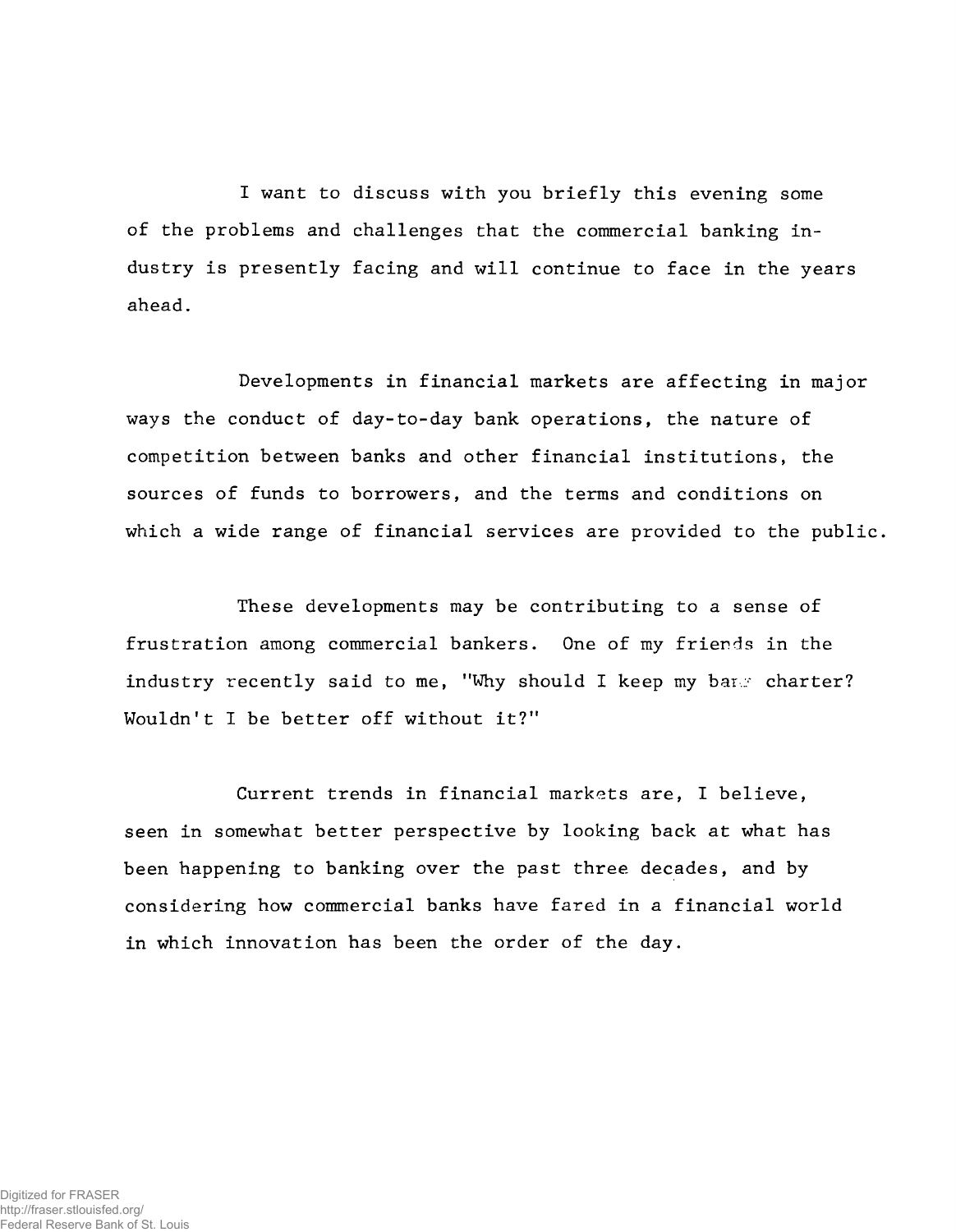I want to discuss with you briefly this evening some of the problems and challenges that the commercial banking industry is presently facing and will continue to face in the years ahead.

Developments in financial markets are affecting in major ways the conduct of day-to-day bank operations, the nature of competition between banks and other financial institutions, the sources of funds to borrowers, and the terms and conditions on which a wide range of financial services are provided to the public.

These developments may be contributing to a sense of frustration among commercial bankers. One of my friends in the industry recently said to me, "Why should I keep my bank charter? Wouldn't I be better off without it?"

Current trends in financial markets are, I believe, seen in somewhat better perspective by looking back at what has been happening to banking over the past three decades, and by considering how commercial banks have fared in a financial world in which innovation has been the order of the day.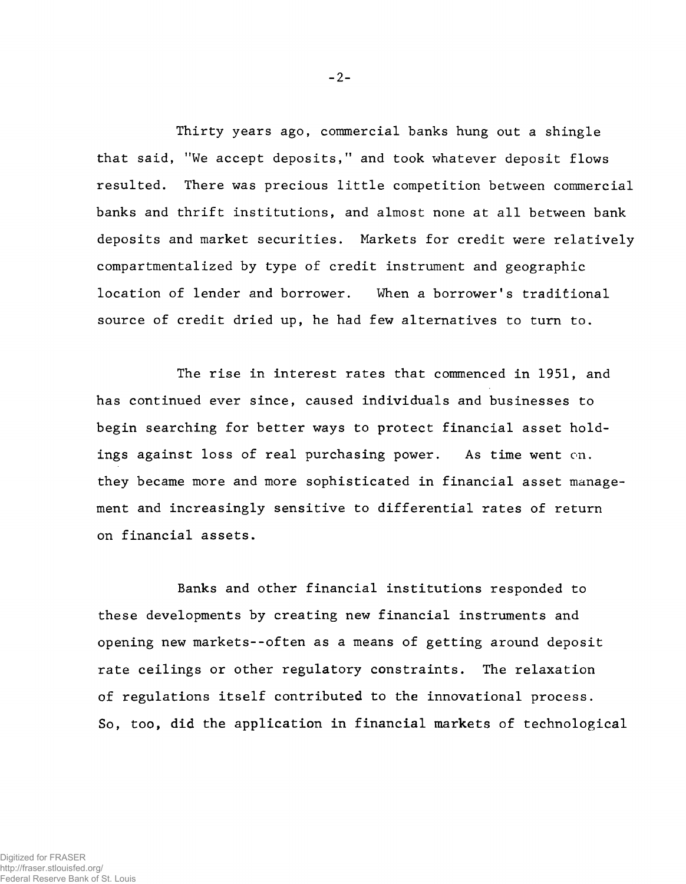Thirty years ago, commercial banks hung out a shingle that said, "We accept deposits," and took whatever deposit flows resulted. There was precious little competition between commercial banks and thrift institutions, and almost none at all between bank deposits and market securities. Markets for credit were relatively compartmentalized by type of credit instrument and geographic location of lender and borrower. When a borrower's traditional source of credit dried up, he had few alternatives to turn to.

The rise in interest rates that commenced in 1951, and has continued ever since, caused individuals and businesses to begin searching for better ways to protect financial asset holdings against loss of real purchasing power. As time went on, they became more and more sophisticated in financial asset management and increasingly sensitive to differential rates of return on financial assets.

Banks and other financial institutions responded to these developments by creating new financial instruments and opening new markets--often as a means of getting around deposit rate ceilings or other regulatory constraints. The relaxation of regulations itself contributed to the innovational process. So, too, did the application in financial markets of technological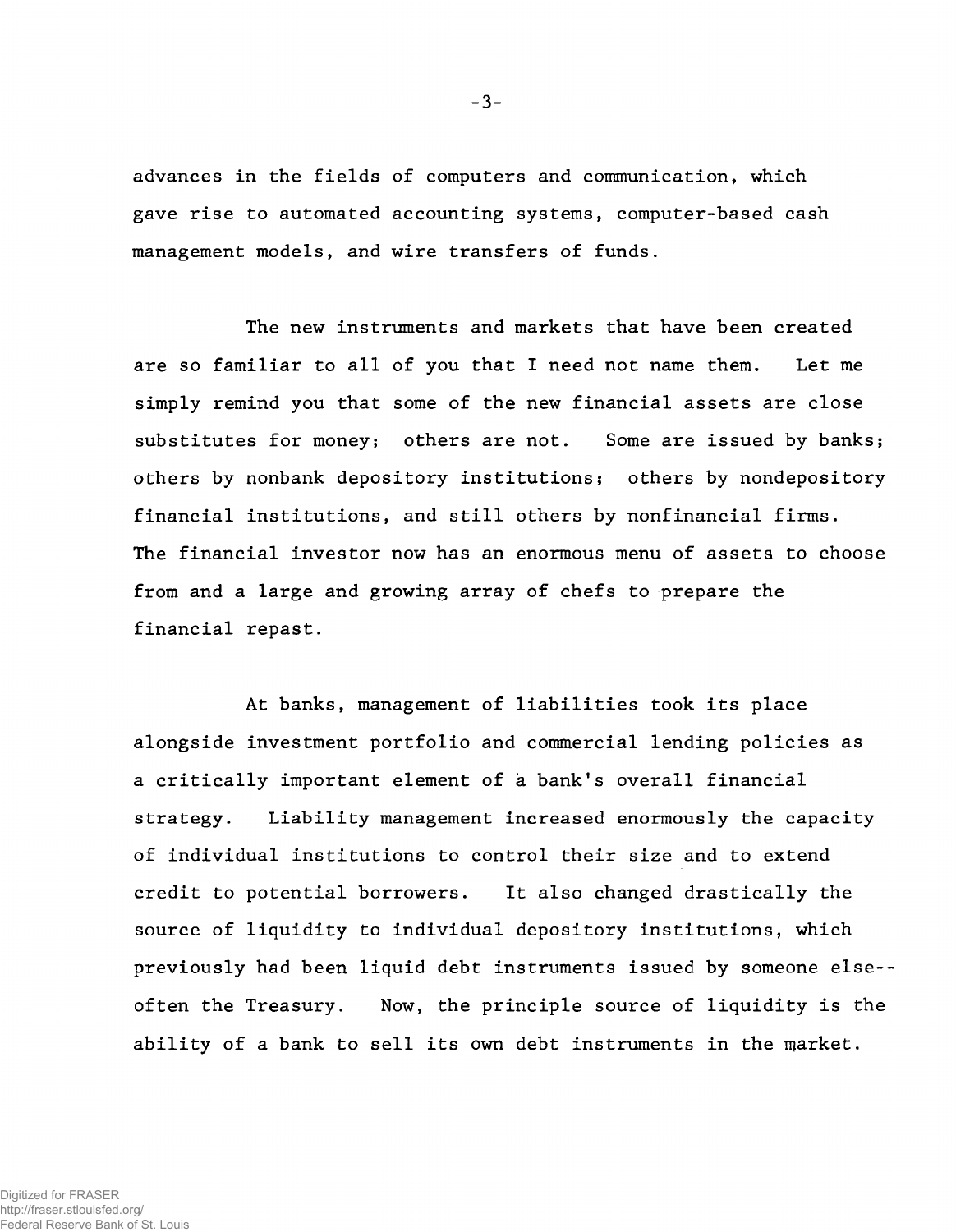advances in the fields of computers and communication, which gave rise to automated accounting systems, computer-based cash management models, and wire transfers of funds.

The new instruments and markets that have been created are so familiar to all of you that I need not name them. Let me simply remind you that some of the new financial assets are close substitutes for money; others are not. Some are issued by banks; others by nonbank depository institutions; others by nondepository financial institutions, and still others by nonfinancial firms. The financial investor now has an enormous menu of assets to choose from and a large and growing array of chefs to prepare the financial repast.

At banks, management of liabilities took its place alongside investment portfolio and commercial lending policies as a critically important element of a bank's overall financial strategy. Liability management increased enormously the capacity of individual institutions to control their size and to extend credit to potential borrowers. It also changed drastically the source of liquidity to individual depository institutions, which previously had been liquid debt instruments issued by someone else--often the Treasury. Now, the principle source of liquidity is the ability of a bank to sell its own debt instruments in the market.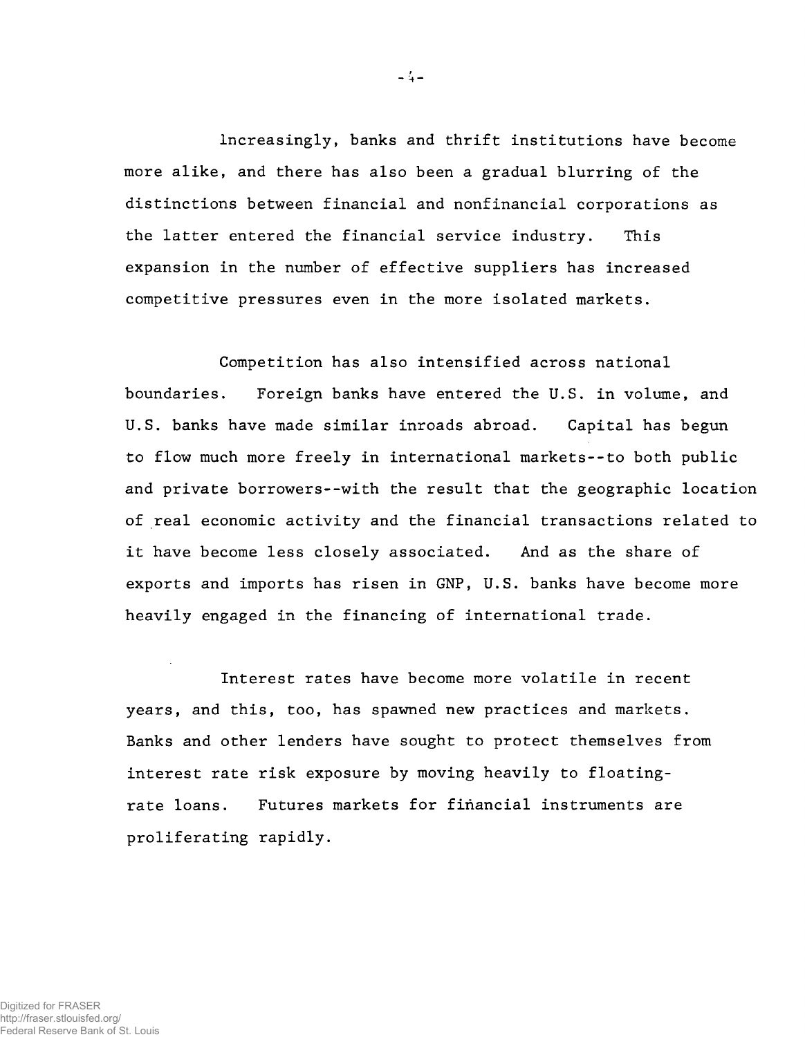Increasingly, banks and thrift institutions have become more alike, and there has also been a gradual blurring of the distinctions between financial and nonfinancial corporations as the latter entered the financial service industry. This expansion in the number of effective suppliers has increased competitive pressures even in the more isolated markets.

Competition has also intensified across national boundaries. Foreign banks have entered the U.S. in volume, and U.S. banks have made similar inroads abroad. Capital has begun to flow much more freely in international markets--to both public and private borrowers--with the result that the geographic location of real economic activity and the financial transactions related to it have become less closely associated. And as the share of exports and imports has risen in GNP, U.S. banks have become more heavily engaged in the financing of international trade.

Interest rates have become more volatile in recent years, and this, too, has spawned new practices and markets. Banks and other lenders have sought to protect themselves from interest rate risk exposure by moving heavily to floating-rate loans. Futures markets for financial instruments are proliferating rapidly.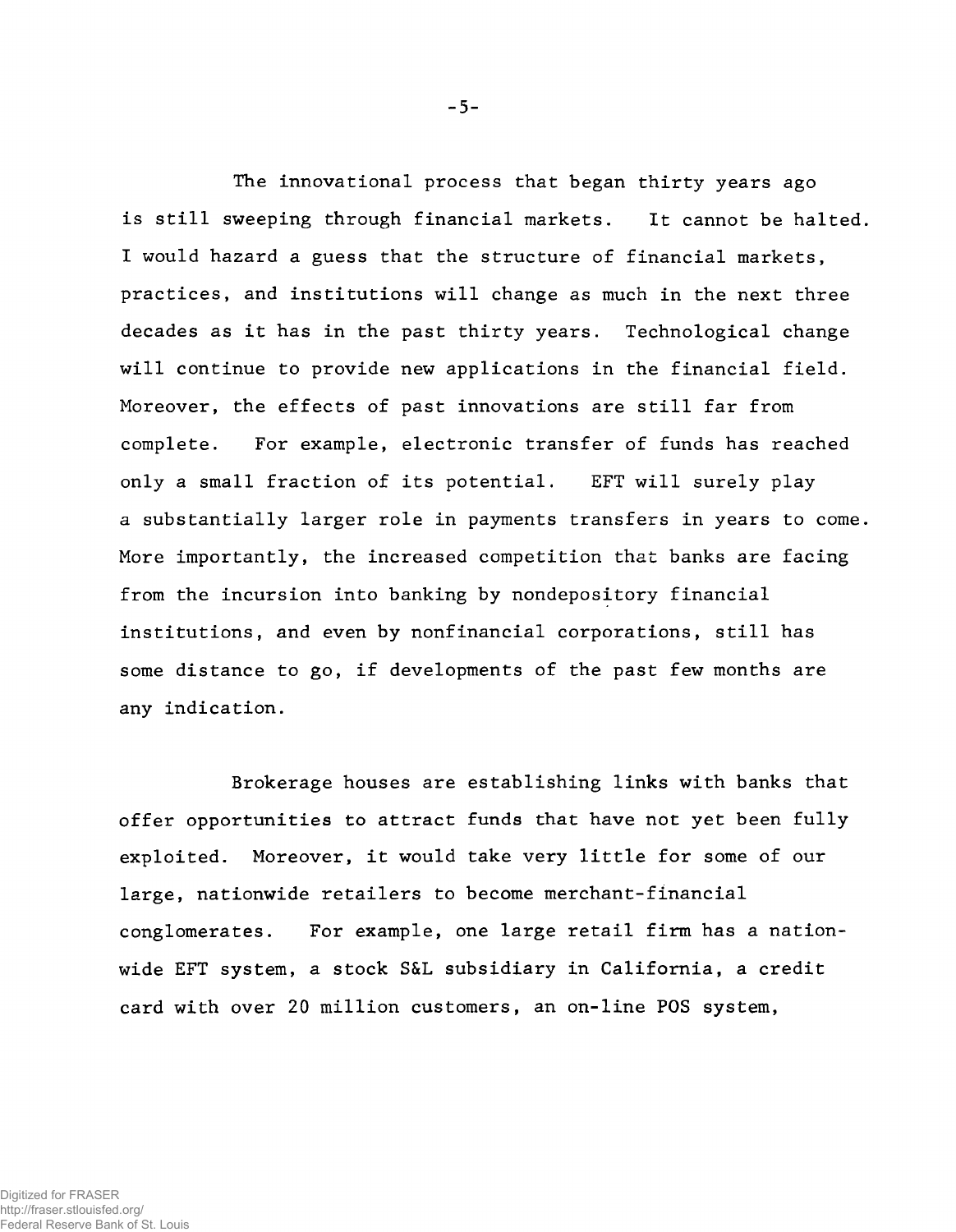The innovational process that began thirty years ago is still sweeping through financial markets. It cannot be halted. I would hazard a guess that the structure of financial markets, practices, and institutions will change as much in the next three decades as it has in the past thirty years. Technological change will continue to provide new applications in the financial field. Moreover, the effects of past innovations are still far from complete. For example, electronic transfer of funds has reached only a small fraction of its potential. EFT will surely play a substantially larger role in payments transfers in years to come. More importantly, the increased competition that banks are facing from the incursion into banking by nondepository financial institutions, and even by nonfinancial corporations, still has some distance to go, if developments of the past few months are any indication.

Brokerage houses are establishing links with banks that offer opportunities to attract funds that have not yet been fully exploited. Moreover, it would take very little for some of our large, nationwide retailers to become merchant-financial conglomerates. For example, one large retail firm has a nationwide EFT system, a stock S&L subsidiary in California, a credit card with over 20 million customers, an on-line POS system,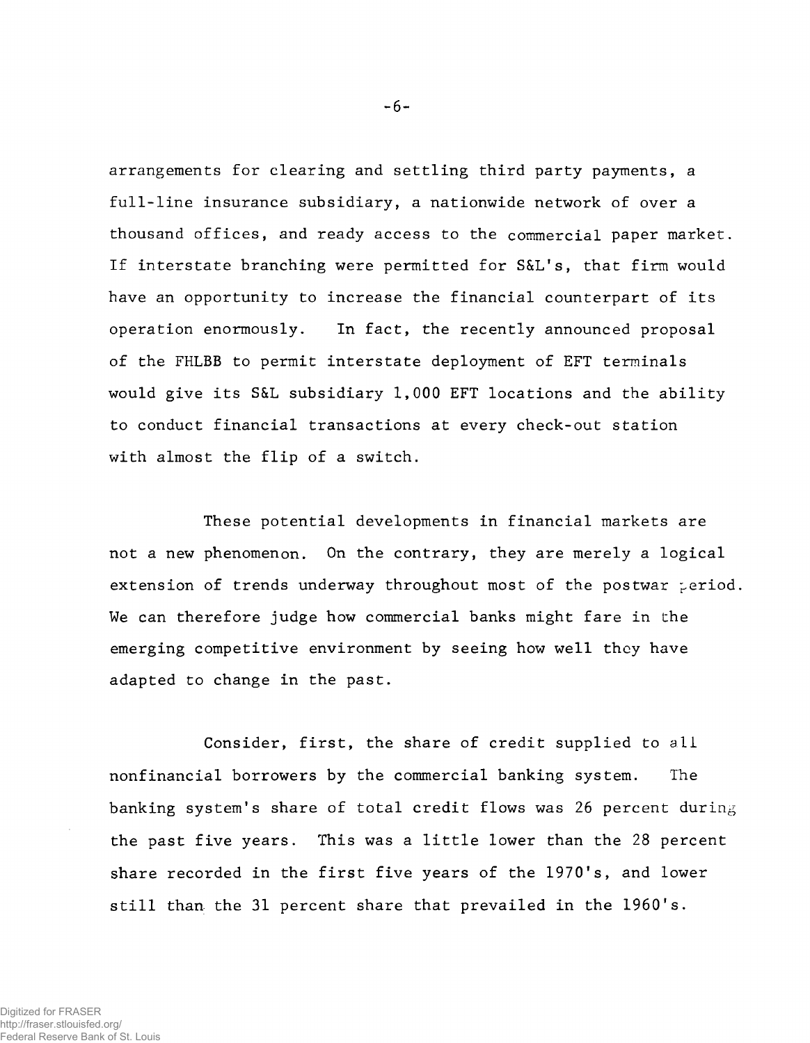arrangements for clearing and settling third party payments, a full-line insurance subsidiary, a nationwide network of over a thousand offices, and ready access to the commercial paper market. If interstate branching were permitted for S&L's, that firm would have an opportunity to increase the financial counterpart of its operation enormously. In fact, the recently announced proposal of the FHLBB to permit interstate deployment of EFT terminals would give its S&L subsidiary 1,000 EFT locations and the ability to conduct financial transactions at every check-out station with almost the flip of a switch.

These potential developments in financial markets are not a new phenomenon. On the contrary, they are merely a logical extension of trends underway throughout most of the postwar period. We can therefore judge how commercial banks might fare in the emerging competitive environment by seeing how well they have adapted to change in the past.

Consider, first, the share of credit supplied to all nonfinancial borrowers by the commercial banking system. The banking system's share of total credit flows was 26 percent during the past five years. This was a little lower than the 28 percent share recorded in the first five years of the 1970's, and lower still than the 31 percent share that prevailed in the 1960's.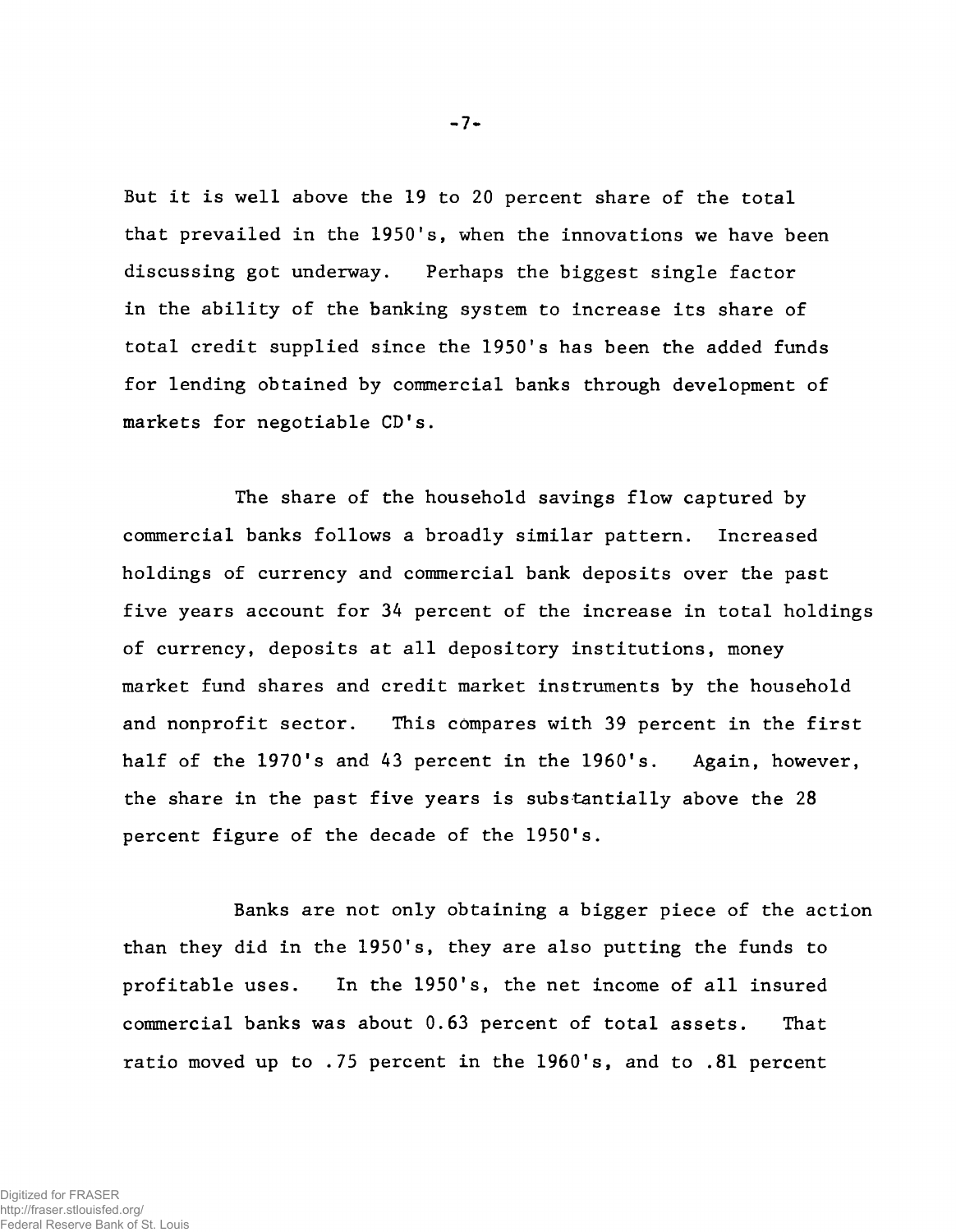But it is well above the 19 to 20 percent share of the total that prevailed in the 1950's, when the innovations we have been discussing got underway. Perhaps the biggest single factor in the ability of the banking system to increase its share of total credit supplied since the 1950's has been the added funds for lending obtained by commercial banks through development of markets for negotiable CD's.

The share of the household savings flow captured by commercial banks follows a broadly similar pattern. Increased holdings of currency and commercial bank deposits over the past five years account for 34 percent of the increase in total holdings of currency, deposits at all depository institutions, money market fund shares and credit market instruments by the household and nonprofit sector. This compares with 39 percent in the first half of the 1970's and 43 percent in the 1960's. Again, however, the share in the past five years is substantially above the 28 percent figure of the decade of the 1950's.

Banks are not only obtaining a bigger piece of the action than they did in the 1950's, they are also putting the funds to profitable uses. In the 1950's, the net income of all insured commercial banks was about 0.63 percent of total assets. That ratio moved up to .75 percent in the 1960's, and to .81 percent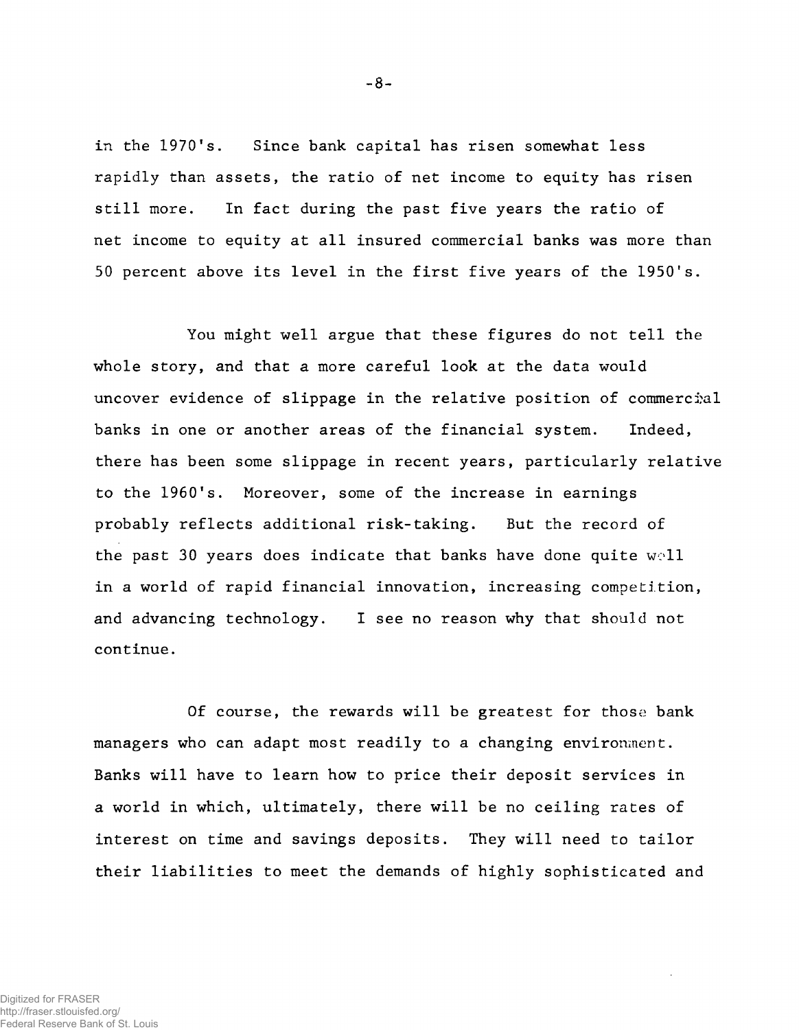in the 1970's. Since bank capital has risen somewhat less rapidly than assets, the ratio of net income to equity has risen still more. In fact during the past five years the ratio of net income to equity at all insured commercial banks was more than 50 percent above its level in the first five years of the 1950's.

You might well argue that these figures do not tell the whole story, and that a more careful look at the data would uncover evidence of slippage in the relative position of commercial banks in one or another areas of the financial system. Indeed, there has been some slippage in recent years, particularly relative to the 1960's. Moreover, some of the increase in earnings probably reflects additional risk-taking. But the record of the past 30 years does indicate that banks have done quite well in a world of rapid financial innovation, increasing competition, and advancing technology. I see no reason why that should not continue.

Of course, the rewards will be greatest for those bank managers who can adapt most readily to a changing environment. Banks will have to learn how to price their deposit services in a world in which, ultimately, there will be no ceiling rates of interest on time and savings deposits. They will need to tailor their liabilities to meet the demands of highly sophisticated and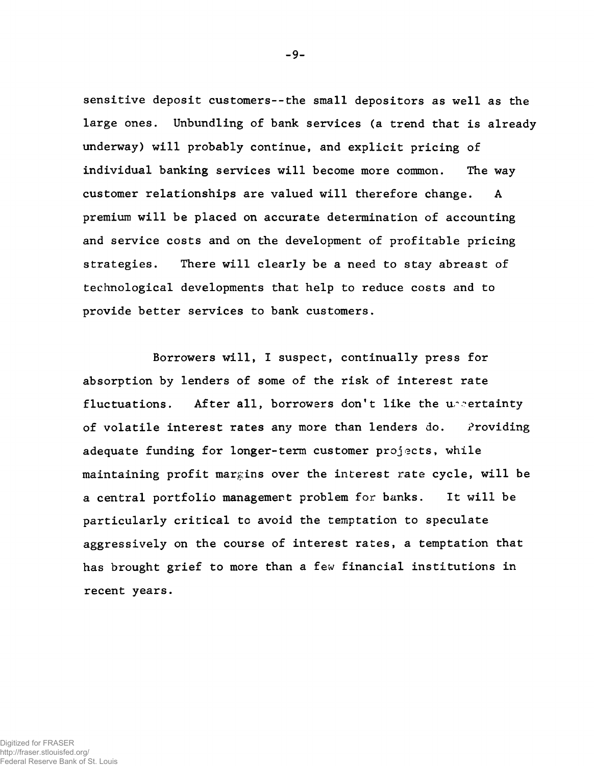sensitive deposit customers--the small depositors as well as the large ones. Unbundling of bank services (a trend that is already underway) will probably continue, and explicit pricing of individual banking services will become more common. The way customer relationships are valued will therefore change. A premium will be placed on accurate determination of accounting and service costs and on the development of profitable pricing strategies. There will clearly be a need to stay abreast of technological developments that help to reduce costs and to provide better services to bank customers.

Borrowers will, I suspect, continually press for absorption by lenders of some of the risk of interest rate fluctuations. After all, borrowers don't like the uncertainty of volatile interest rates any more than lenders do. Providing adequate funding for longer-term customer projects, while maintaining profit margins over the interest rate cycle, will be a central portfolio management problem for banks. It will be particularly critical to avoid the temptation to speculate aggressively on the course of interest rates, a temptation that has brought grief to more than a few financial institutions in recent years.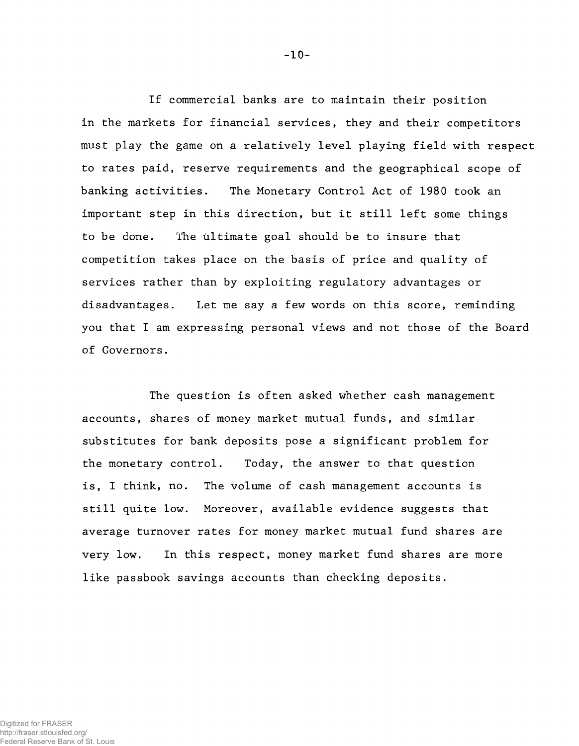If commercial banks are to maintain their position in the markets for financial services, they and their competitors must play the game on a relatively level playing field with respect to rates paid, reserve requirements and the geographical scope of banking activities. The Monetary Control Act of 1980 took an important step in this direction, but it still left some things to be done. The ultimate goal should be to insure that competition takes place on the basis of price and quality of services rather than by exploiting regulatory advantages or disadvantages. Let me say a few words on this score, reminding you that I am expressing personal views and not those of the Board of Governors.

The question is often asked whether cash management accounts, shares of money market mutual funds, and similar substitutes for bank deposits pose a significant problem for the monetary control. Today, the answer to that question is, I think, no. The volume of cash management accounts is still quite low. Moreover, available evidence suggests that average turnover rates for money market mutual fund shares are very low. In this respect, money market fund shares are more like passbook savings accounts than checking deposits.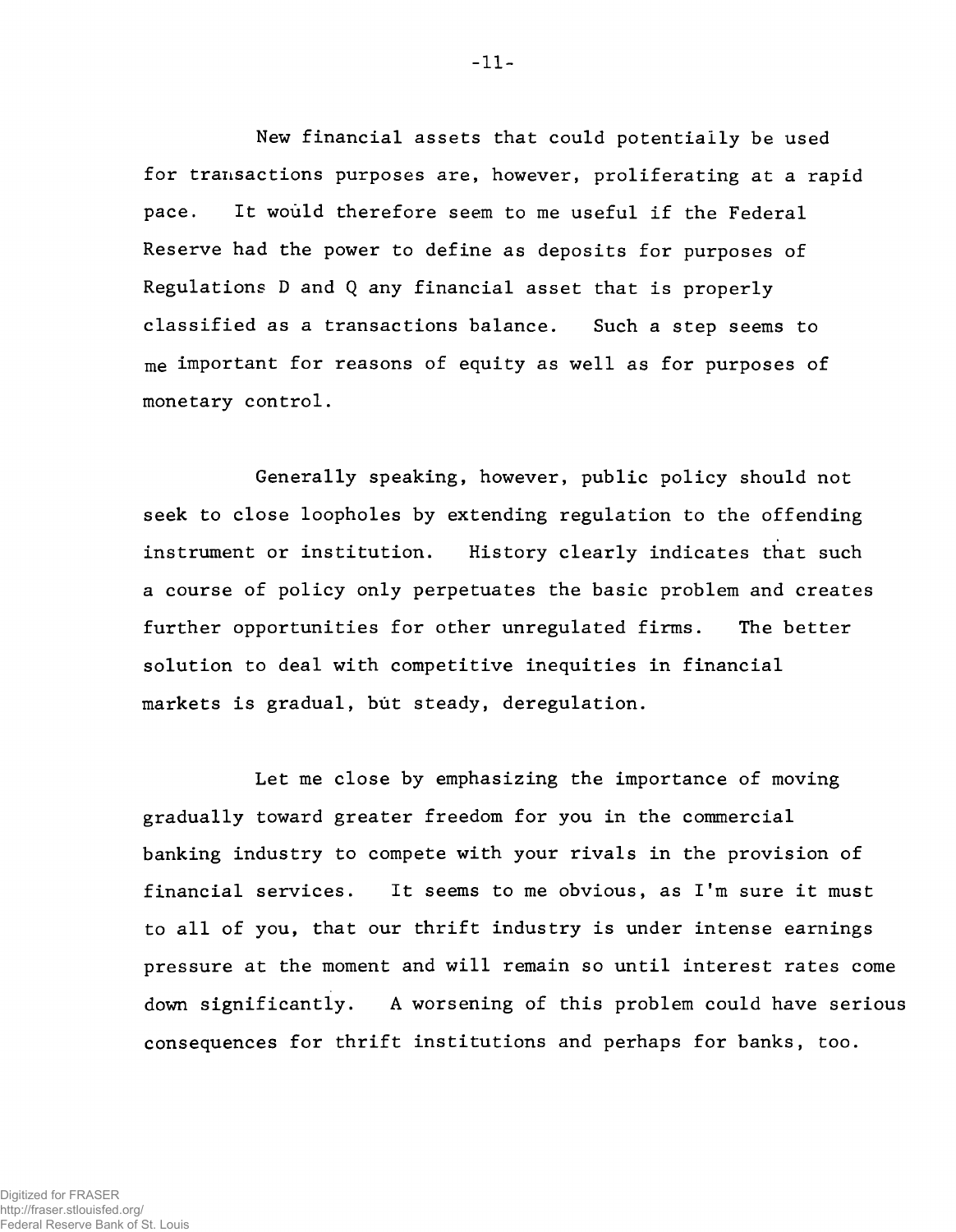New financial assets that could potentially be used for transactions purposes are, however, proliferating at a rapid pace. It would therefore seem to me useful if the Federal Reserve had the power to define as deposits for purposes of Regulations D and Q any financial asset that is properly classified as a transactions balance. Such a step seems to me important for reasons of equity as well as for purposes of monetary control.

Generally speaking, however, public policy should not seek to close loopholes by extending regulation to the offending instrument or institution. History clearly indicates that such a course of policy only perpetuates the basic problem and creates further opportunities for other unregulated firms. The better solution to deal with competitive inequities in financial markets is gradual, but steady, deregulation.

Let me close by emphasizing the importance of moving gradually toward greater freedom for you in the commercial banking industry to compete with your rivals in the provision of financial services. It seems to me obvious, as I'm sure it must to all of you, that our thrift industry is under intense earnings pressure at the moment and will remain so until interest rates come down significantly. A worsening of this problem could have serious consequences for thrift institutions and perhaps for banks, too.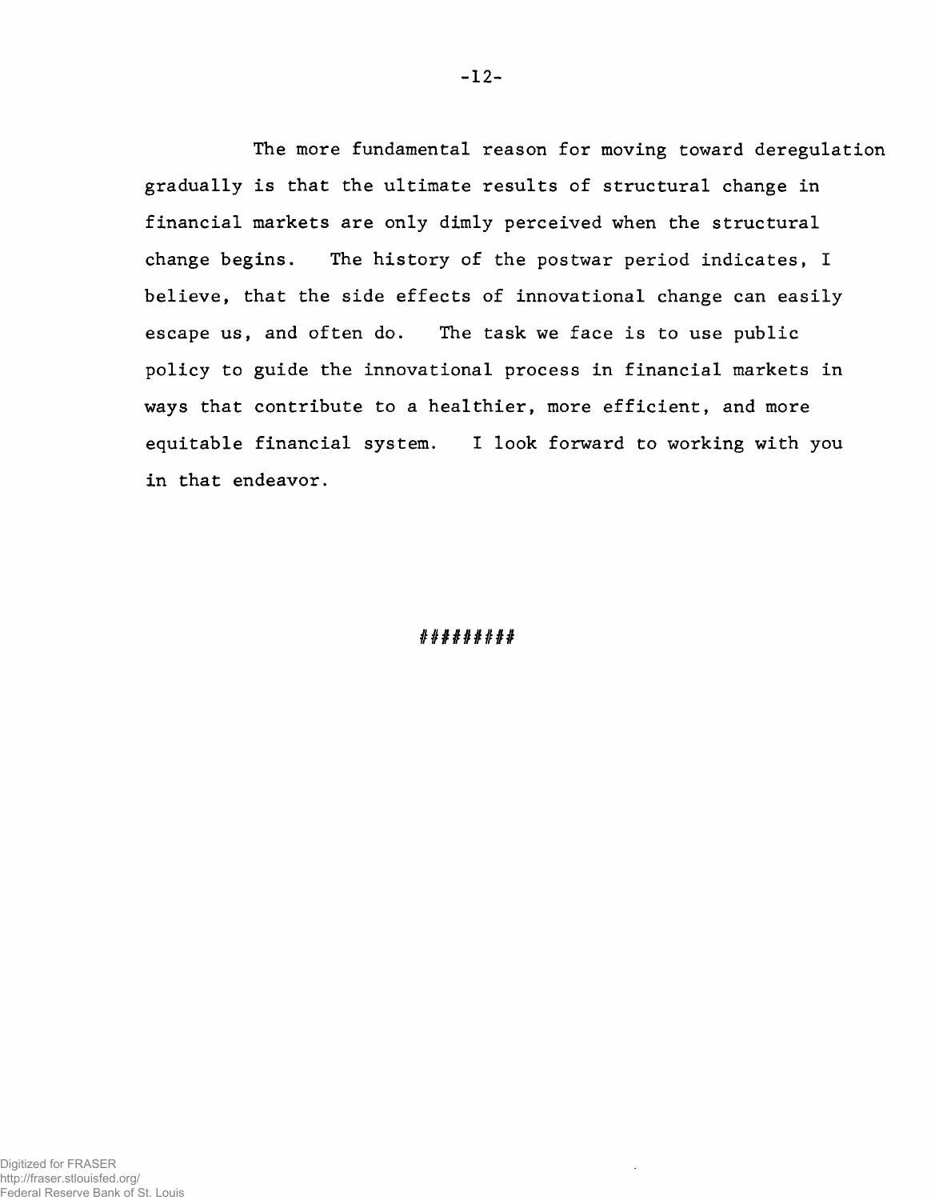The more fundamental reason for moving toward deregulation gradually is that the ultimate results of structural change in financial markets are only dimly perceived when the structural change begins. The history of the postwar period indicates, I believe, that the side effects of innovational change can easily escape us, and often do. The task we face is to use public policy to guide the innovational process in financial markets in ways that contribute to a healthier, more efficient, and more equitable financial system. I look forward to working with you in that endeavor.

#########